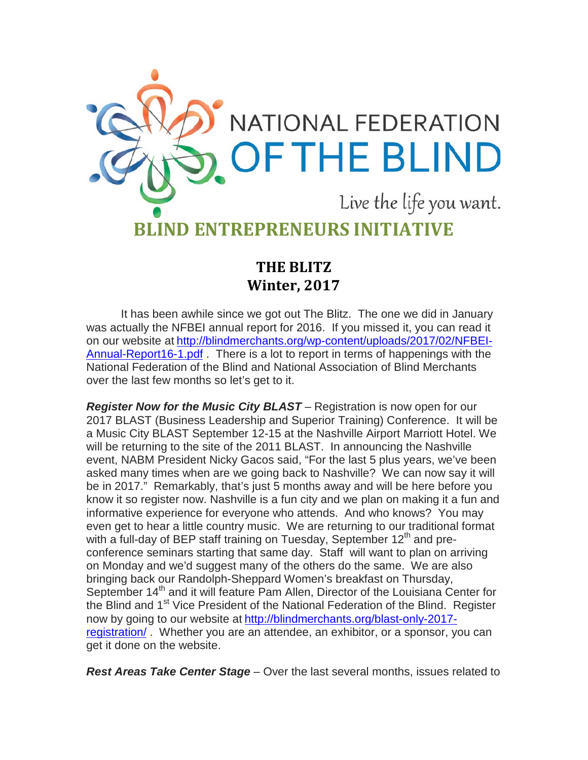NATIONAL FEDERATION OF THE BLIND

Live the life you want.

# BLIND ENTREPRENEURS INITIATIVE

## THE BLITZ
## Winter, 2017

It has been awhile since we got out The Blitz. The one we did in January was actually the NFBEI annual report for 2016. If you missed it, you can read it on our website at [http://blindmerchants.org/wp-content/uploads/2017/02/NFBEI-Annual-Report16-1.pdf](http://blindmerchants.org/wp-content/uploads/2017/02/NFBEI-Annual-Report16-1.pdf) . There is a lot to report in terms of happenings with the National Federation of the Blind and National Association of Blind Merchants over the last few months so let's get to it.

***Register Now for the Music City BLAST*** – Registration is now open for our 2017 BLAST (Business Leadership and Superior Training) Conference. It will be a Music City BLAST September 12-15 at the Nashville Airport Marriott Hotel. We will be returning to the site of the 2011 BLAST. In announcing the Nashville event, NABM President Nicky Gacos said, "For the last 5 plus years, we've been asked many times when are we going back to Nashville? We can now say it will be in 2017." Remarkably, that's just 5 months away and will be here before you know it so register now. Nashville is a fun city and we plan on making it a fun and informative experience for everyone who attends. And who knows? You may even get to hear a little country music. We are returning to our traditional format with a full-day of BEP staff training on Tuesday, September 12th and pre-conference seminars starting that same day. Staff will want to plan on arriving on Monday and we'd suggest many of the others do the same. We are also bringing back our Randolph-Sheppard Women's breakfast on Thursday, September 14th and it will feature Pam Allen, Director of the Louisiana Center for the Blind and 1st Vice President of the National Federation of the Blind. Register now by going to our website at [http://blindmerchants.org/blast-only-2017-registration/](http://blindmerchants.org/blast-only-2017-registration/) . Whether you are an attendee, an exhibitor, or a sponsor, you can get it done on the website.

***Rest Areas Take Center Stage*** – Over the last several months, issues related to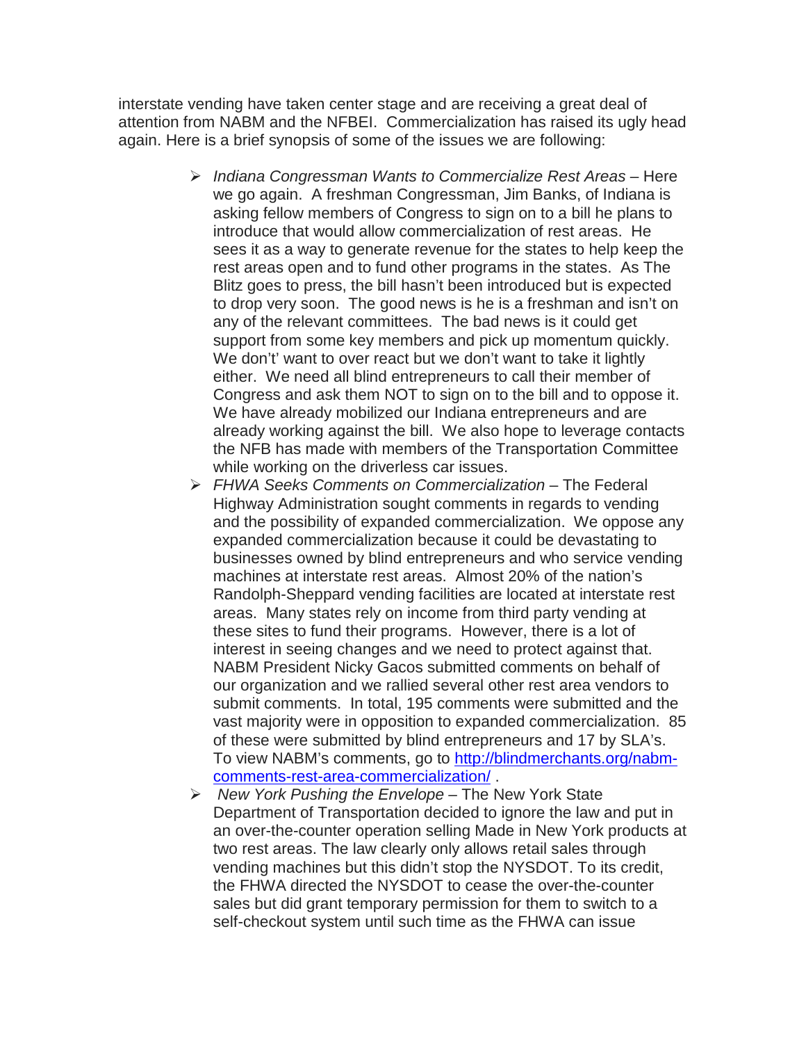interstate vending have taken center stage and are receiving a great deal of attention from NABM and the NFBEI. Commercialization has raised its ugly head again. Here is a brief synopsis of some of the issues we are following:

- *Indiana Congressman Wants to Commercialize Rest Areas* – Here we go again. A freshman Congressman, Jim Banks, of Indiana is asking fellow members of Congress to sign on to a bill he plans to introduce that would allow commercialization of rest areas. He sees it as a way to generate revenue for the states to help keep the rest areas open and to fund other programs in the states. As The Blitz goes to press, the bill hasn't been introduced but is expected to drop very soon. The good news is he is a freshman and isn't on any of the relevant committees. The bad news is it could get support from some key members and pick up momentum quickly. We don't' want to over react but we don't want to take it lightly either. We need all blind entrepreneurs to call their member of Congress and ask them NOT to sign on to the bill and to oppose it. We have already mobilized our Indiana entrepreneurs and are already working against the bill. We also hope to leverage contacts the NFB has made with members of the Transportation Committee while working on the driverless car issues.
- *FHWA Seeks Comments on Commercialization* – The Federal Highway Administration sought comments in regards to vending and the possibility of expanded commercialization. We oppose any expanded commercialization because it could be devastating to businesses owned by blind entrepreneurs and who service vending machines at interstate rest areas. Almost 20% of the nation's Randolph-Sheppard vending facilities are located at interstate rest areas. Many states rely on income from third party vending at these sites to fund their programs. However, there is a lot of interest in seeing changes and we need to protect against that. NABM President Nicky Gacos submitted comments on behalf of our organization and we rallied several other rest area vendors to submit comments. In total, 195 comments were submitted and the vast majority were in opposition to expanded commercialization. 85 of these were submitted by blind entrepreneurs and 17 by SLA's. To view NABM's comments, go to [http://blindmerchants.org/nabm-comments-rest-area-commercialization/](http://blindmerchants.org/nabm-comments-rest-area-commercialization/) .
- *New York Pushing the Envelope* – The New York State Department of Transportation decided to ignore the law and put in an over-the-counter operation selling Made in New York products at two rest areas. The law clearly only allows retail sales through vending machines but this didn't stop the NYSDOT. To its credit, the FHWA directed the NYSDOT to cease the over-the-counter sales but did grant temporary permission for them to switch to a self-checkout system until such time as the FHWA can issue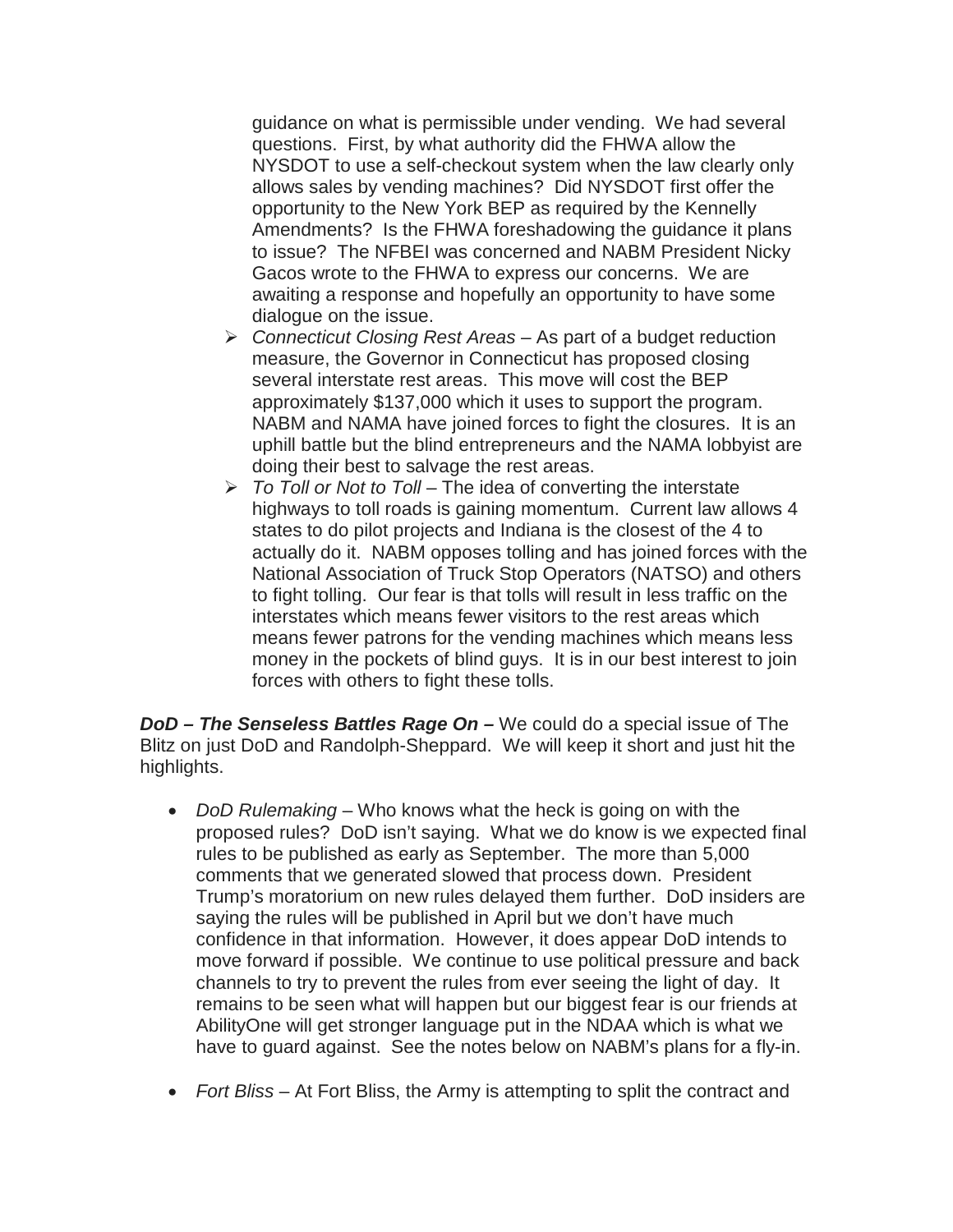guidance on what is permissible under vending. We had several questions. First, by what authority did the FHWA allow the NYSDOT to use a self-checkout system when the law clearly only allows sales by vending machines? Did NYSDOT first offer the opportunity to the New York BEP as required by the Kennelly Amendments? Is the FHWA foreshadowing the guidance it plans to issue? The NFBEI was concerned and NABM President Nicky Gacos wrote to the FHWA to express our concerns. We are awaiting a response and hopefully an opportunity to have some dialogue on the issue.

- *Connecticut Closing Rest Areas* – As part of a budget reduction measure, the Governor in Connecticut has proposed closing several interstate rest areas. This move will cost the BEP approximately $137,000 which it uses to support the program. NABM and NAMA have joined forces to fight the closures. It is an uphill battle but the blind entrepreneurs and the NAMA lobbyist are doing their best to salvage the rest areas.
- *To Toll or Not to Toll* – The idea of converting the interstate highways to toll roads is gaining momentum. Current law allows 4 states to do pilot projects and Indiana is the closest of the 4 to actually do it. NABM opposes tolling and has joined forces with the National Association of Truck Stop Operators (NATSO) and others to fight tolling. Our fear is that tolls will result in less traffic on the interstates which means fewer visitors to the rest areas which means fewer patrons for the vending machines which means less money in the pockets of blind guys. It is in our best interest to join forces with others to fight these tolls.

***DoD – The Senseless Battles Rage On –*** We could do a special issue of The Blitz on just DoD and Randolph-Sheppard. We will keep it short and just hit the highlights.

- *DoD Rulemaking* – Who knows what the heck is going on with the proposed rules? DoD isn't saying. What we do know is we expected final rules to be published as early as September. The more than 5,000 comments that we generated slowed that process down. President Trump's moratorium on new rules delayed them further. DoD insiders are saying the rules will be published in April but we don't have much confidence in that information. However, it does appear DoD intends to move forward if possible. We continue to use political pressure and back channels to try to prevent the rules from ever seeing the light of day. It remains to be seen what will happen but our biggest fear is our friends at AbilityOne will get stronger language put in the NDAA which is what we have to guard against. See the notes below on NABM's plans for a fly-in.

- *Fort Bliss* – At Fort Bliss, the Army is attempting to split the contract and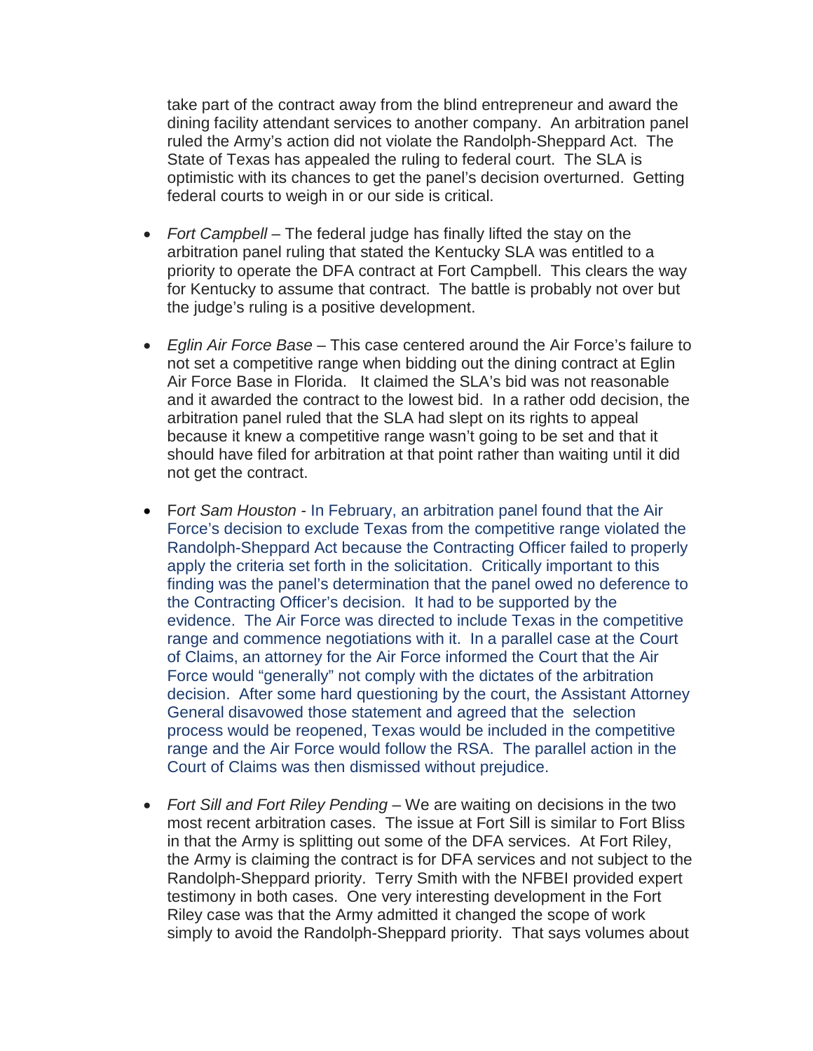take part of the contract away from the blind entrepreneur and award the dining facility attendant services to another company. An arbitration panel ruled the Army's action did not violate the Randolph-Sheppard Act. The State of Texas has appealed the ruling to federal court. The SLA is optimistic with its chances to get the panel's decision overturned. Getting federal courts to weigh in or our side is critical.

- *Fort Campbell* – The federal judge has finally lifted the stay on the arbitration panel ruling that stated the Kentucky SLA was entitled to a priority to operate the DFA contract at Fort Campbell. This clears the way for Kentucky to assume that contract. The battle is probably not over but the judge's ruling is a positive development.

- *Eglin Air Force Base* – This case centered around the Air Force's failure to not set a competitive range when bidding out the dining contract at Eglin Air Force Base in Florida. It claimed the SLA's bid was not reasonable and it awarded the contract to the lowest bid. In a rather odd decision, the arbitration panel ruled that the SLA had slept on its rights to appeal because it knew a competitive range wasn't going to be set and that it should have filed for arbitration at that point rather than waiting until it did not get the contract.

- F*ort Sam Houston* - In February, an arbitration panel found that the Air Force's decision to exclude Texas from the competitive range violated the Randolph-Sheppard Act because the Contracting Officer failed to properly apply the criteria set forth in the solicitation. Critically important to this finding was the panel's determination that the panel owed no deference to the Contracting Officer's decision. It had to be supported by the evidence. The Air Force was directed to include Texas in the competitive range and commence negotiations with it. In a parallel case at the Court of Claims, an attorney for the Air Force informed the Court that the Air Force would "generally" not comply with the dictates of the arbitration decision. After some hard questioning by the court, the Assistant Attorney General disavowed those statement and agreed that the selection process would be reopened, Texas would be included in the competitive range and the Air Force would follow the RSA. The parallel action in the Court of Claims was then dismissed without prejudice.

- *Fort Sill and Fort Riley Pending* – We are waiting on decisions in the two most recent arbitration cases. The issue at Fort Sill is similar to Fort Bliss in that the Army is splitting out some of the DFA services. At Fort Riley, the Army is claiming the contract is for DFA services and not subject to the Randolph-Sheppard priority. Terry Smith with the NFBEI provided expert testimony in both cases. One very interesting development in the Fort Riley case was that the Army admitted it changed the scope of work simply to avoid the Randolph-Sheppard priority. That says volumes about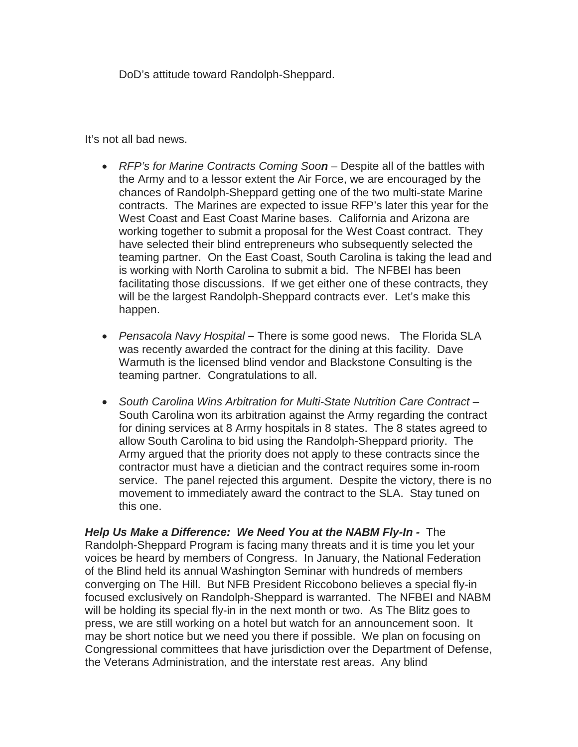DoD's attitude toward Randolph-Sheppard.

It's not all bad news.

- *RFP's for Marine Contracts Coming Soo**n*** – Despite all of the battles with the Army and to a lessor extent the Air Force, we are encouraged by the chances of Randolph-Sheppard getting one of the two multi-state Marine contracts. The Marines are expected to issue RFP's later this year for the West Coast and East Coast Marine bases. California and Arizona are working together to submit a proposal for the West Coast contract. They have selected their blind entrepreneurs who subsequently selected the teaming partner. On the East Coast, South Carolina is taking the lead and is working with North Carolina to submit a bid. The NFBEI has been facilitating those discussions. If we get either one of these contracts, they will be the largest Randolph-Sheppard contracts ever. Let's make this happen.

- *Pensacola Navy Hospital* **–** There is some good news. The Florida SLA was recently awarded the contract for the dining at this facility. Dave Warmuth is the licensed blind vendor and Blackstone Consulting is the teaming partner. Congratulations to all.

- *South Carolina Wins Arbitration for Multi-State Nutrition Care Contract* – South Carolina won its arbitration against the Army regarding the contract for dining services at 8 Army hospitals in 8 states. The 8 states agreed to allow South Carolina to bid using the Randolph-Sheppard priority. The Army argued that the priority does not apply to these contracts since the contractor must have a dietician and the contract requires some in-room service. The panel rejected this argument. Despite the victory, there is no movement to immediately award the contract to the SLA. Stay tuned on this one.

***Help Us Make a Difference: We Need You at the NABM Fly-In -*** The Randolph-Sheppard Program is facing many threats and it is time you let your voices be heard by members of Congress. In January, the National Federation of the Blind held its annual Washington Seminar with hundreds of members converging on The Hill. But NFB President Riccobono believes a special fly-in focused exclusively on Randolph-Sheppard is warranted. The NFBEI and NABM will be holding its special fly-in in the next month or two. As The Blitz goes to press, we are still working on a hotel but watch for an announcement soon. It may be short notice but we need you there if possible. We plan on focusing on Congressional committees that have jurisdiction over the Department of Defense, the Veterans Administration, and the interstate rest areas. Any blind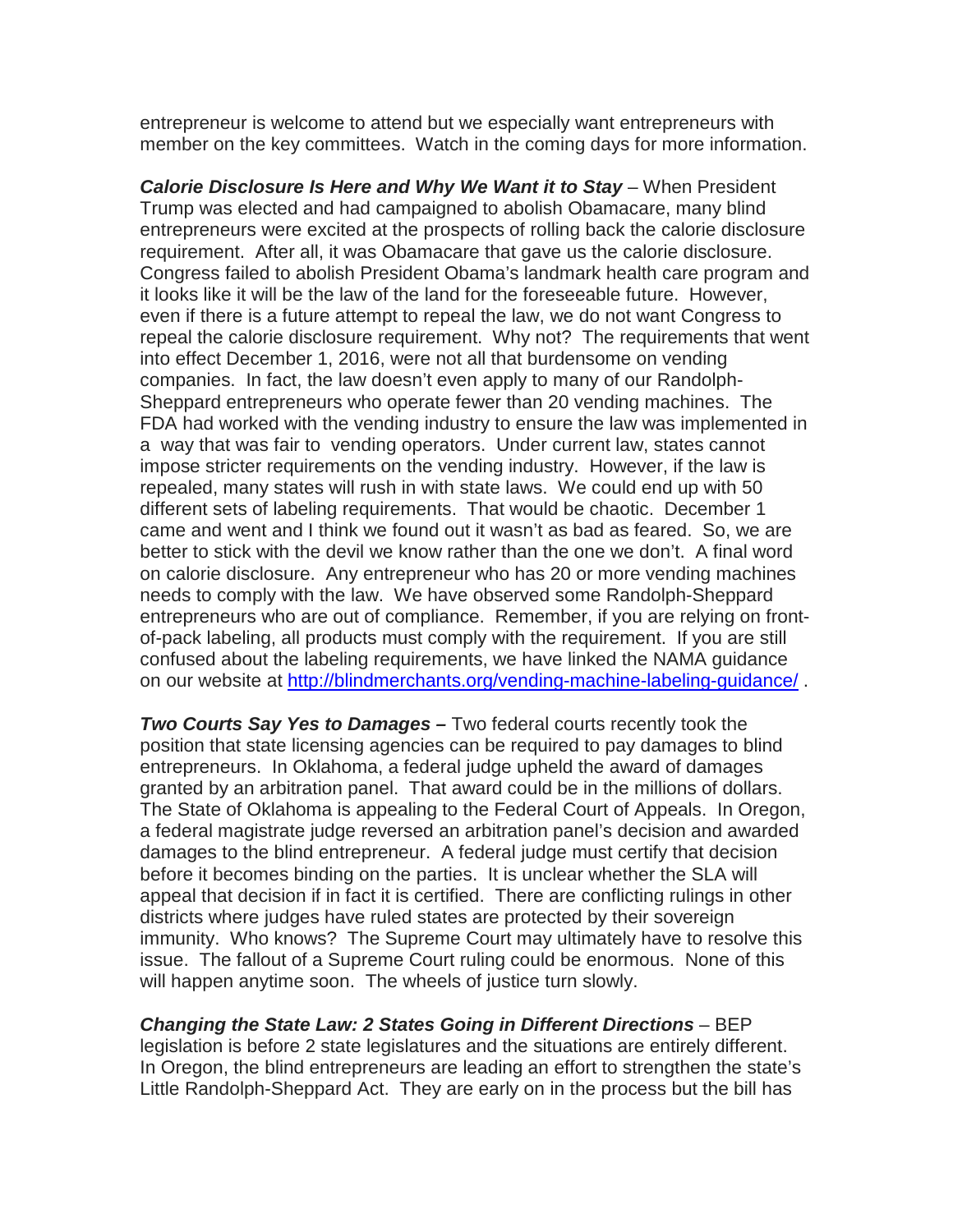entrepreneur is welcome to attend but we especially want entrepreneurs with member on the key committees. Watch in the coming days for more information.

***Calorie Disclosure Is Here and Why We Want it to Stay*** – When President Trump was elected and had campaigned to abolish Obamacare, many blind entrepreneurs were excited at the prospects of rolling back the calorie disclosure requirement. After all, it was Obamacare that gave us the calorie disclosure. Congress failed to abolish President Obama's landmark health care program and it looks like it will be the law of the land for the foreseeable future. However, even if there is a future attempt to repeal the law, we do not want Congress to repeal the calorie disclosure requirement. Why not? The requirements that went into effect December 1, 2016, were not all that burdensome on vending companies. In fact, the law doesn't even apply to many of our Randolph-Sheppard entrepreneurs who operate fewer than 20 vending machines. The FDA had worked with the vending industry to ensure the law was implemented in a way that was fair to vending operators. Under current law, states cannot impose stricter requirements on the vending industry. However, if the law is repealed, many states will rush in with state laws. We could end up with 50 different sets of labeling requirements. That would be chaotic. December 1 came and went and I think we found out it wasn't as bad as feared. So, we are better to stick with the devil we know rather than the one we don't. A final word on calorie disclosure. Any entrepreneur who has 20 or more vending machines needs to comply with the law. We have observed some Randolph-Sheppard entrepreneurs who are out of compliance. Remember, if you are relying on front-of-pack labeling, all products must comply with the requirement. If you are still confused about the labeling requirements, we have linked the NAMA guidance on our website at [http://blindmerchants.org/vending-machine-labeling-guidance/](http://blindmerchants.org/vending-machine-labeling-guidance/) .

***Two Courts Say Yes to Damages –*** Two federal courts recently took the position that state licensing agencies can be required to pay damages to blind entrepreneurs. In Oklahoma, a federal judge upheld the award of damages granted by an arbitration panel. That award could be in the millions of dollars. The State of Oklahoma is appealing to the Federal Court of Appeals. In Oregon, a federal magistrate judge reversed an arbitration panel's decision and awarded damages to the blind entrepreneur. A federal judge must certify that decision before it becomes binding on the parties. It is unclear whether the SLA will appeal that decision if in fact it is certified. There are conflicting rulings in other districts where judges have ruled states are protected by their sovereign immunity. Who knows? The Supreme Court may ultimately have to resolve this issue. The fallout of a Supreme Court ruling could be enormous. None of this will happen anytime soon. The wheels of justice turn slowly.

***Changing the State Law: 2 States Going in Different Directions*** – BEP legislation is before 2 state legislatures and the situations are entirely different. In Oregon, the blind entrepreneurs are leading an effort to strengthen the state's Little Randolph-Sheppard Act. They are early on in the process but the bill has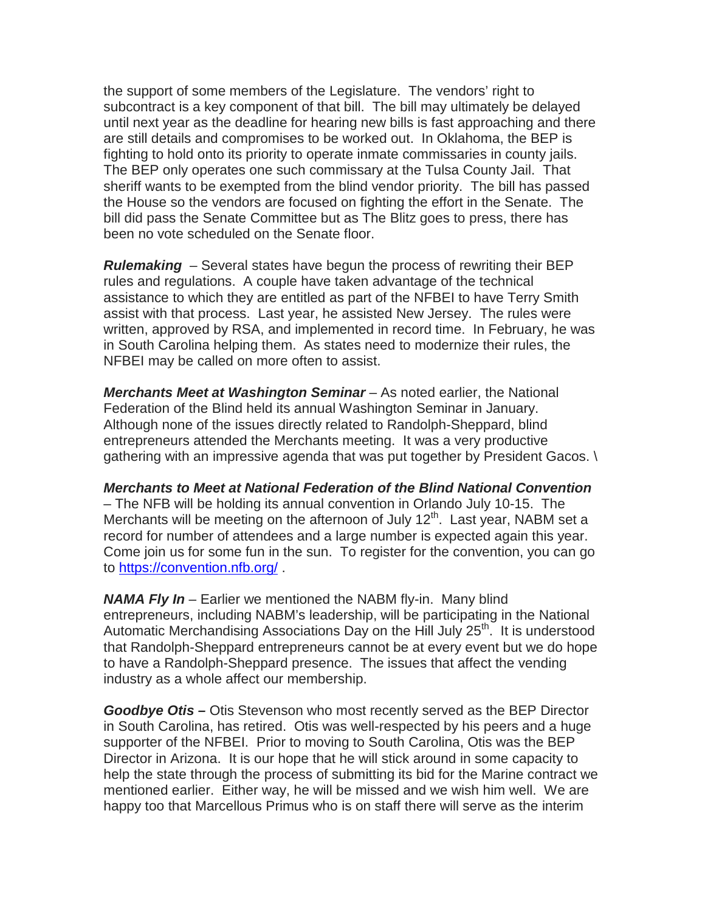the support of some members of the Legislature. The vendors' right to subcontract is a key component of that bill. The bill may ultimately be delayed until next year as the deadline for hearing new bills is fast approaching and there are still details and compromises to be worked out. In Oklahoma, the BEP is fighting to hold onto its priority to operate inmate commissaries in county jails. The BEP only operates one such commissary at the Tulsa County Jail. That sheriff wants to be exempted from the blind vendor priority. The bill has passed the House so the vendors are focused on fighting the effort in the Senate. The bill did pass the Senate Committee but as The Blitz goes to press, there has been no vote scheduled on the Senate floor.

***Rulemaking*** – Several states have begun the process of rewriting their BEP rules and regulations. A couple have taken advantage of the technical assistance to which they are entitled as part of the NFBEI to have Terry Smith assist with that process. Last year, he assisted New Jersey. The rules were written, approved by RSA, and implemented in record time. In February, he was in South Carolina helping them. As states need to modernize their rules, the NFBEI may be called on more often to assist.

***Merchants Meet at Washington Seminar*** – As noted earlier, the National Federation of the Blind held its annual Washington Seminar in January. Although none of the issues directly related to Randolph-Sheppard, blind entrepreneurs attended the Merchants meeting. It was a very productive gathering with an impressive agenda that was put together by President Gacos. \

***Merchants to Meet at National Federation of the Blind National Convention*** – The NFB will be holding its annual convention in Orlando July 10-15. The Merchants will be meeting on the afternoon of July 12th. Last year, NABM set a record for number of attendees and a large number is expected again this year. Come join us for some fun in the sun. To register for the convention, you can go to [https://convention.nfb.org/](https://convention.nfb.org/) .

***NAMA Fly In*** – Earlier we mentioned the NABM fly-in. Many blind entrepreneurs, including NABM's leadership, will be participating in the National Automatic Merchandising Associations Day on the Hill July 25th. It is understood that Randolph-Sheppard entrepreneurs cannot be at every event but we do hope to have a Randolph-Sheppard presence. The issues that affect the vending industry as a whole affect our membership.

***Goodbye Otis –*** Otis Stevenson who most recently served as the BEP Director in South Carolina, has retired. Otis was well-respected by his peers and a huge supporter of the NFBEI. Prior to moving to South Carolina, Otis was the BEP Director in Arizona. It is our hope that he will stick around in some capacity to help the state through the process of submitting its bid for the Marine contract we mentioned earlier. Either way, he will be missed and we wish him well. We are happy too that Marcellous Primus who is on staff there will serve as the interim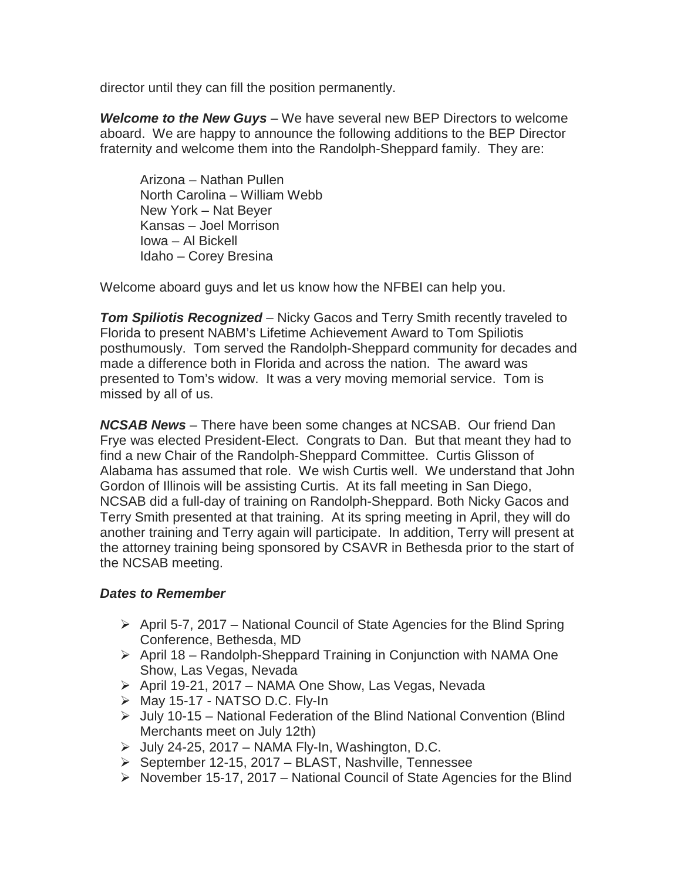director until they can fill the position permanently.

***Welcome to the New Guys*** – We have several new BEP Directors to welcome aboard. We are happy to announce the following additions to the BEP Director fraternity and welcome them into the Randolph-Sheppard family. They are:

Arizona – Nathan Pullen
North Carolina – William Webb
New York – Nat Beyer
Kansas – Joel Morrison
Iowa – Al Bickell
Idaho – Corey Bresina

Welcome aboard guys and let us know how the NFBEI can help you.

***Tom Spiliotis Recognized*** – Nicky Gacos and Terry Smith recently traveled to Florida to present NABM's Lifetime Achievement Award to Tom Spiliotis posthumously. Tom served the Randolph-Sheppard community for decades and made a difference both in Florida and across the nation. The award was presented to Tom's widow. It was a very moving memorial service. Tom is missed by all of us.

***NCSAB News*** – There have been some changes at NCSAB. Our friend Dan Frye was elected President-Elect. Congrats to Dan. But that meant they had to find a new Chair of the Randolph-Sheppard Committee. Curtis Glisson of Alabama has assumed that role. We wish Curtis well. We understand that John Gordon of Illinois will be assisting Curtis. At its fall meeting in San Diego, NCSAB did a full-day of training on Randolph-Sheppard. Both Nicky Gacos and Terry Smith presented at that training. At its spring meeting in April, they will do another training and Terry again will participate. In addition, Terry will present at the attorney training being sponsored by CSAVR in Bethesda prior to the start of the NCSAB meeting.

***Dates to Remember***

- April 5-7, 2017 – National Council of State Agencies for the Blind Spring Conference, Bethesda, MD
- April 18 – Randolph-Sheppard Training in Conjunction with NAMA One Show, Las Vegas, Nevada
- April 19-21, 2017 – NAMA One Show, Las Vegas, Nevada
- May 15-17 - NATSO D.C. Fly-In
- July 10-15 – National Federation of the Blind National Convention (Blind Merchants meet on July 12th)
- July 24-25, 2017 – NAMA Fly-In, Washington, D.C.
- September 12-15, 2017 – BLAST, Nashville, Tennessee
- November 15-17, 2017 – National Council of State Agencies for the Blind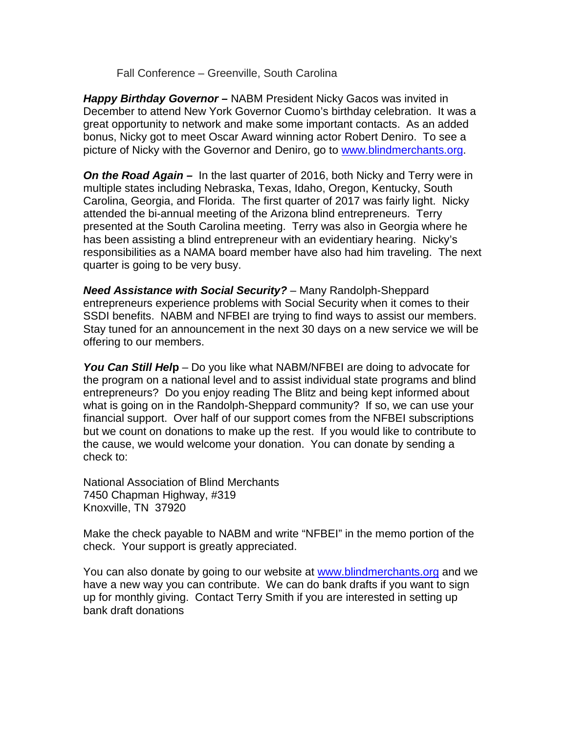Fall Conference – Greenville, South Carolina

***Happy Birthday Governor –*** NABM President Nicky Gacos was invited in December to attend New York Governor Cuomo's birthday celebration. It was a great opportunity to network and make some important contacts. As an added bonus, Nicky got to meet Oscar Award winning actor Robert Deniro. To see a picture of Nicky with the Governor and Deniro, go to [www.blindmerchants.org](http://www.blindmerchants.org).

***On the Road Again –*** In the last quarter of 2016, both Nicky and Terry were in multiple states including Nebraska, Texas, Idaho, Oregon, Kentucky, South Carolina, Georgia, and Florida. The first quarter of 2017 was fairly light. Nicky attended the bi-annual meeting of the Arizona blind entrepreneurs. Terry presented at the South Carolina meeting. Terry was also in Georgia where he has been assisting a blind entrepreneur with an evidentiary hearing. Nicky's responsibilities as a NAMA board member have also had him traveling. The next quarter is going to be very busy.

***Need Assistance with Social Security?*** – Many Randolph-Sheppard entrepreneurs experience problems with Social Security when it comes to their SSDI benefits. NABM and NFBEI are trying to find ways to assist our members. Stay tuned for an announcement in the next 30 days on a new service we will be offering to our members.

***You Can Still Hel*****p** – Do you like what NABM/NFBEI are doing to advocate for the program on a national level and to assist individual state programs and blind entrepreneurs? Do you enjoy reading The Blitz and being kept informed about what is going on in the Randolph-Sheppard community? If so, we can use your financial support. Over half of our support comes from the NFBEI subscriptions but we count on donations to make up the rest. If you would like to contribute to the cause, we would welcome your donation. You can donate by sending a check to:

National Association of Blind Merchants
7450 Chapman Highway, #319
Knoxville, TN 37920

Make the check payable to NABM and write "NFBEI" in the memo portion of the check. Your support is greatly appreciated.

You can also donate by going to our website at [www.blindmerchants.org](http://www.blindmerchants.org) and we have a new way you can contribute. We can do bank drafts if you want to sign up for monthly giving. Contact Terry Smith if you are interested in setting up bank draft donations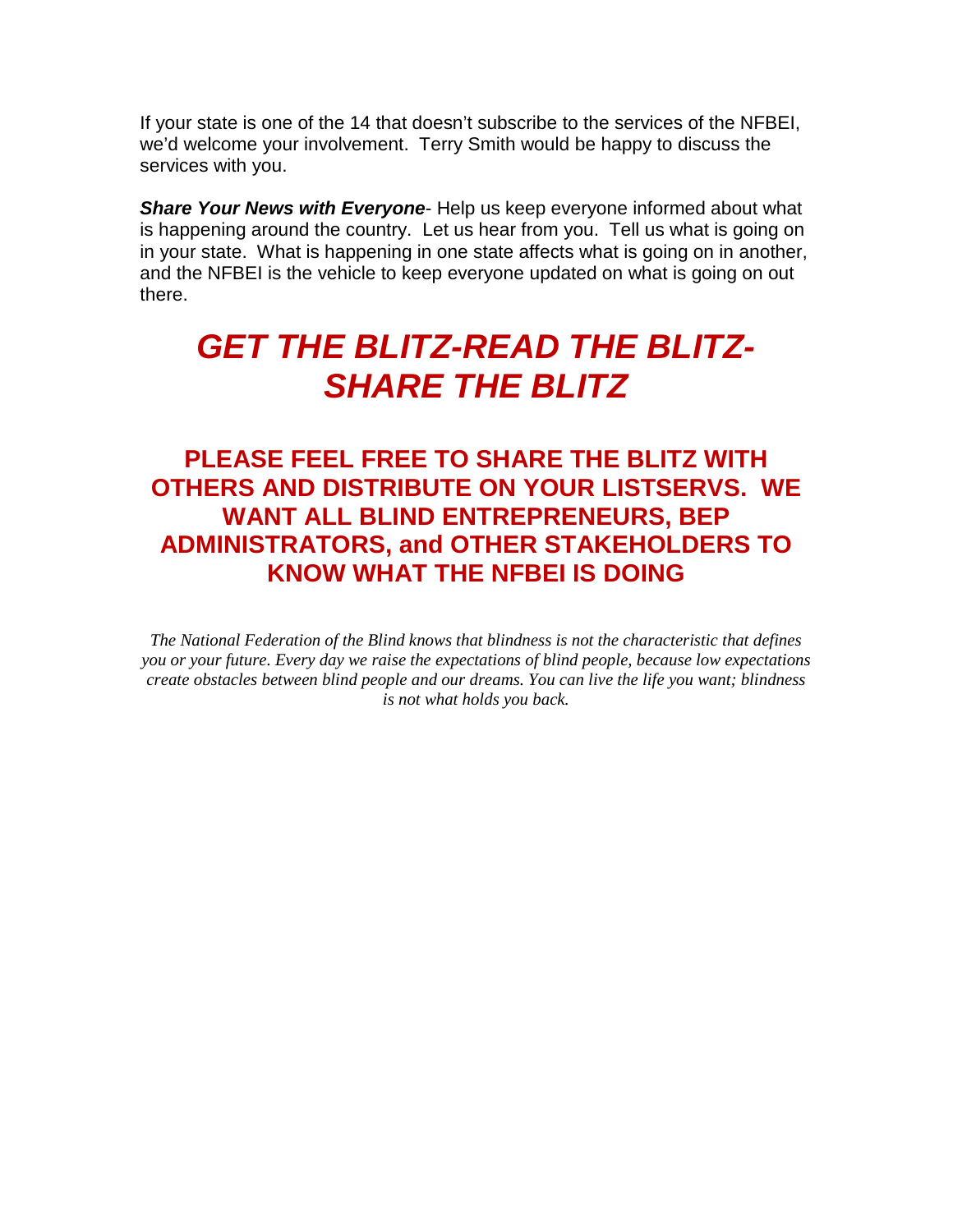If your state is one of the 14 that doesn't subscribe to the services of the NFBEI, we'd welcome your involvement. Terry Smith would be happy to discuss the services with you.

***Share Your News with Everyone***- Help us keep everyone informed about what is happening around the country. Let us hear from you. Tell us what is going on in your state. What is happening in one state affects what is going on in another, and the NFBEI is the vehicle to keep everyone updated on what is going on out there.

# *GET THE BLITZ-READ THE BLITZ-SHARE THE BLITZ*

## PLEASE FEEL FREE TO SHARE THE BLITZ WITH OTHERS AND DISTRIBUTE ON YOUR LISTSERVS. WE WANT ALL BLIND ENTREPRENEURS, BEP ADMINISTRATORS, and OTHER STAKEHOLDERS TO KNOW WHAT THE NFBEI IS DOING

*The National Federation of the Blind knows that blindness is not the characteristic that defines you or your future. Every day we raise the expectations of blind people, because low expectations create obstacles between blind people and our dreams. You can live the life you want; blindness is not what holds you back.*